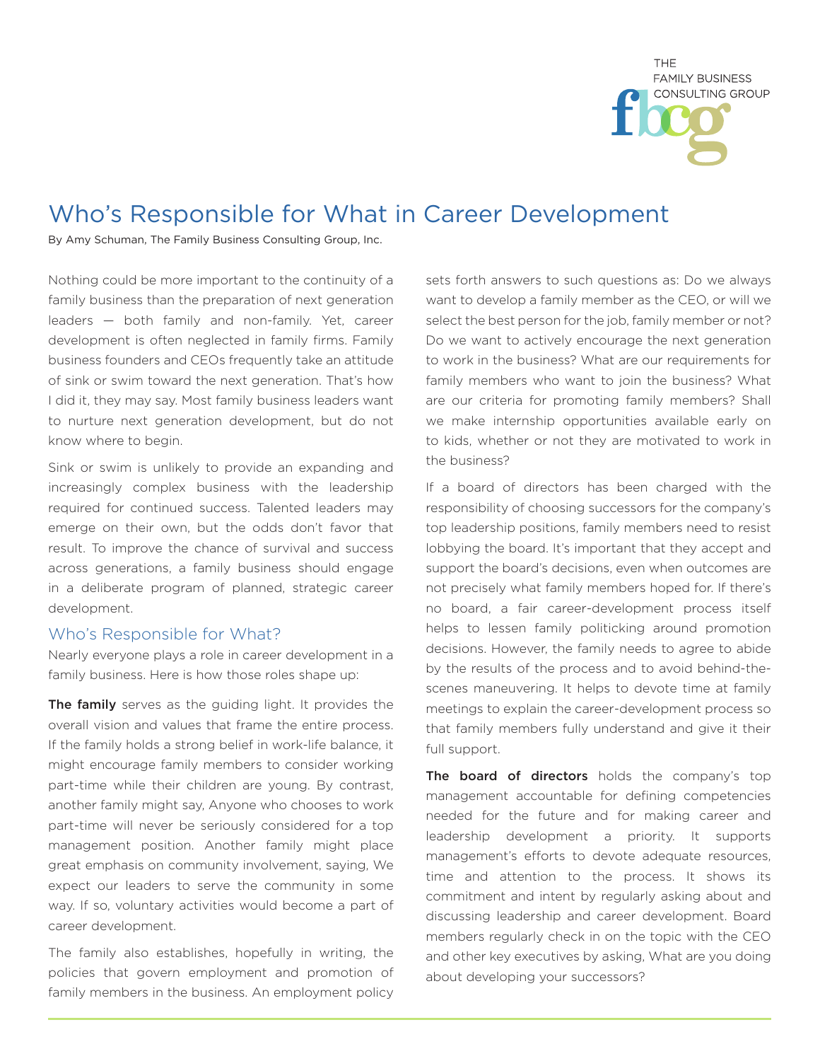# Who's Responsible for What in Career Development

By Amy Schuman, The Family Business Consulting Group, Inc.

Nothing could be more important to the continuity of a family business than the preparation of next generation leaders — both family and non-family. Yet, career development is often neglected in family firms. Family business founders and CEOs frequently take an attitude of sink or swim toward the next generation. That's how I did it, they may say. Most family business leaders want to nurture next generation development, but do not know where to begin.

Sink or swim is unlikely to provide an expanding and increasingly complex business with the leadership required for continued success. Talented leaders may emerge on their own, but the odds don't favor that result. To improve the chance of survival and success across generations, a family business should engage in a deliberate program of planned, strategic career development.

## Who's Responsible for What?

Nearly everyone plays a role in career development in a family business. Here is how those roles shape up:

**The family** serves as the guiding light. It provides the overall vision and values that frame the entire process. If the family holds a strong belief in work-life balance, it might encourage family members to consider working part-time while their children are young. By contrast, another family might say, Anyone who chooses to work part-time will never be seriously considered for a top management position. Another family might place great emphasis on community involvement, saying, We expect our leaders to serve the community in some way. If so, voluntary activities would become a part of career development.

The family also establishes, hopefully in writing, the policies that govern employment and promotion of family members in the business. An employment policy sets forth answers to such questions as: Do we always want to develop a family member as the CEO, or will we select the best person for the job, family member or not? Do we want to actively encourage the next generation to work in the business? What are our requirements for family members who want to join the business? What are our criteria for promoting family members? Shall we make internship opportunities available early on to kids, whether or not they are motivated to work in the business?

If a board of directors has been charged with the responsibility of choosing successors for the company's top leadership positions, family members need to resist lobbying the board. It's important that they accept and support the board's decisions, even when outcomes are not precisely what family members hoped for. If there's no board, a fair career-development process itself helps to lessen family politicking around promotion decisions. However, the family needs to agree to abide by the results of the process and to avoid behind-the-scenes maneuvering. It helps to devote time at family meetings to explain the career-development process so that family members fully understand and give it their full support.

**The board of directors** holds the company's top management accountable for defining competencies needed for the future and for making career and leadership development a priority. It supports management's efforts to devote adequate resources, time and attention to the process. It shows its commitment and intent by regularly asking about and discussing leadership and career development. Board members regularly check in on the topic with the CEO and other key executives by asking, What are you doing about developing your successors?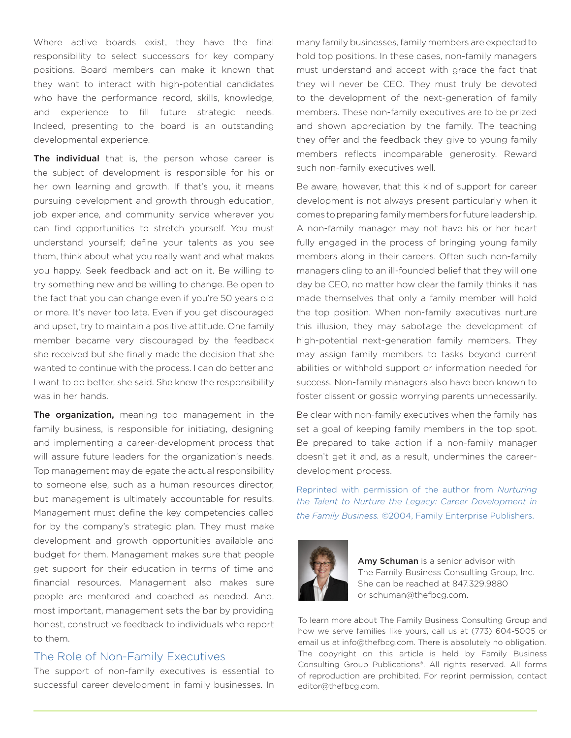Where active boards exist, they have the final responsibility to select successors for key company positions. Board members can make it known that they want to interact with high-potential candidates who have the performance record, skills, knowledge, and experience to fill future strategic needs. Indeed, presenting to the board is an outstanding developmental experience.

**The individual** that is, the person whose career is the subject of development is responsible for his or her own learning and growth. If that's you, it means pursuing development and growth through education, job experience, and community service wherever you can find opportunities to stretch yourself. You must understand yourself; define your talents as you see them, think about what you really want and what makes you happy. Seek feedback and act on it. Be willing to try something new and be willing to change. Be open to the fact that you can change even if you're 50 years old or more. It's never too late. Even if you get discouraged and upset, try to maintain a positive attitude. One family member became very discouraged by the feedback she received but she finally made the decision that she wanted to continue with the process. I can do better and I want to do better, she said. She knew the responsibility was in her hands.

**The organization,** meaning top management in the family business, is responsible for initiating, designing and implementing a career-development process that will assure future leaders for the organization's needs. Top management may delegate the actual responsibility to someone else, such as a human resources director, but management is ultimately accountable for results. Management must define the key competencies called for by the company's strategic plan. They must make development and growth opportunities available and budget for them. Management makes sure that people get support for their education in terms of time and financial resources. Management also makes sure people are mentored and coached as needed. And, most important, management sets the bar by providing honest, constructive feedback to individuals who report to them.

## The Role of Non-Family Executives

The support of non-family executives is essential to successful career development in family businesses. In many family businesses, family members are expected to hold top positions. In these cases, non-family managers must understand and accept with grace the fact that they will never be CEO. They must truly be devoted to the development of the next-generation of family members. These non-family executives are to be prized and shown appreciation by the family. The teaching they offer and the feedback they give to young family members reflects incomparable generosity. Reward such non-family executives well.

Be aware, however, that this kind of support for career development is not always present particularly when it comes to preparing family members for future leadership. A non-family manager may not have his or her heart fully engaged in the process of bringing young family members along in their careers. Often such non-family managers cling to an ill-founded belief that they will one day be CEO, no matter how clear the family thinks it has made themselves that only a family member will hold the top position. When non-family executives nurture this illusion, they may sabotage the development of high-potential next-generation family members. They may assign family members to tasks beyond current abilities or withhold support or information needed for success. Non-family managers also have been known to foster dissent or gossip worrying parents unnecessarily.

Be clear with non-family executives when the family has set a goal of keeping family members in the top spot. Be prepared to take action if a non-family manager doesn't get it and, as a result, undermines the career-development process.

Reprinted with permission of the author from *Nurturing the Talent to Nurture the Legacy: Career Development in the Family Business.* ©2004, Family Enterprise Publishers.

**Amy Schuman** is a senior advisor with The Family Business Consulting Group, Inc. She can be reached at 847.329.9880 or schuman@thefbcg.com.

To learn more about The Family Business Consulting Group and how we serve families like yours, call us at (773) 604-5005 or email us at info@thefbcg.com. There is absolutely no obligation. The copyright on this article is held by Family Business Consulting Group Publications®. All rights reserved. All forms of reproduction are prohibited. For reprint permission, contact editor@thefbcg.com.